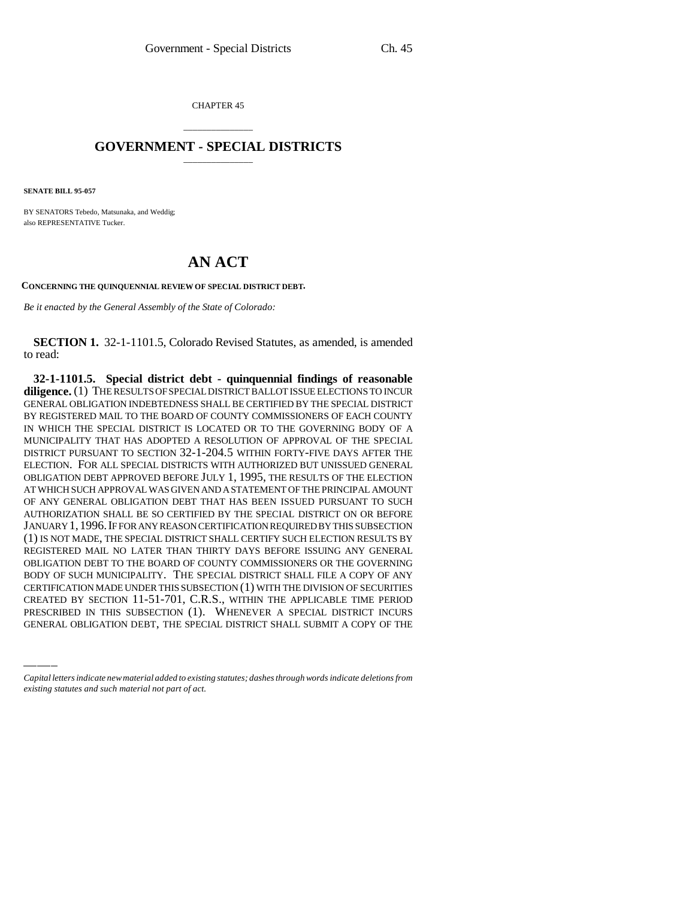CHAPTER 45

# GOVERNMENT - SPECIAL DISTRICTS

**SENATE BILL 95-057**

BY SENATORS Tebedo, Matsunaka, and Weddig;
also REPRESENTATIVE Tucker.

# AN ACT

**CONCERNING THE QUINQUENNIAL REVIEW OF SPECIAL DISTRICT DEBT.**

*Be it enacted by the General Assembly of the State of Colorado:*

**SECTION 1.** 32-1-1101.5, Colorado Revised Statutes, as amended, is amended to read:

**32-1-1101.5. Special district debt - quinquennial findings of reasonable diligence.** (1) THE RESULTS OF SPECIAL DISTRICT BALLOT ISSUE ELECTIONS TO INCUR GENERAL OBLIGATION INDEBTEDNESS SHALL BE CERTIFIED BY THE SPECIAL DISTRICT BY REGISTERED MAIL TO THE BOARD OF COUNTY COMMISSIONERS OF EACH COUNTY IN WHICH THE SPECIAL DISTRICT IS LOCATED OR TO THE GOVERNING BODY OF A MUNICIPALITY THAT HAS ADOPTED A RESOLUTION OF APPROVAL OF THE SPECIAL DISTRICT PURSUANT TO SECTION 32-1-204.5 WITHIN FORTY-FIVE DAYS AFTER THE ELECTION. FOR ALL SPECIAL DISTRICTS WITH AUTHORIZED BUT UNISSUED GENERAL OBLIGATION DEBT APPROVED BEFORE JULY 1, 1995, THE RESULTS OF THE ELECTION AT WHICH SUCH APPROVAL WAS GIVEN AND A STATEMENT OF THE PRINCIPAL AMOUNT OF ANY GENERAL OBLIGATION DEBT THAT HAS BEEN ISSUED PURSUANT TO SUCH AUTHORIZATION SHALL BE SO CERTIFIED BY THE SPECIAL DISTRICT ON OR BEFORE JANUARY 1, 1996. IF FOR ANY REASON CERTIFICATION REQUIRED BY THIS SUBSECTION (1) IS NOT MADE, THE SPECIAL DISTRICT SHALL CERTIFY SUCH ELECTION RESULTS BY REGISTERED MAIL NO LATER THAN THIRTY DAYS BEFORE ISSUING ANY GENERAL OBLIGATION DEBT TO THE BOARD OF COUNTY COMMISSIONERS OR THE GOVERNING BODY OF SUCH MUNICIPALITY. THE SPECIAL DISTRICT SHALL FILE A COPY OF ANY CERTIFICATION MADE UNDER THIS SUBSECTION (1) WITH THE DIVISION OF SECURITIES CREATED BY SECTION 11-51-701, C.R.S., WITHIN THE APPLICABLE TIME PERIOD PRESCRIBED IN THIS SUBSECTION (1). WHENEVER A SPECIAL DISTRICT INCURS GENERAL OBLIGATION DEBT, THE SPECIAL DISTRICT SHALL SUBMIT A COPY OF THE

*Capital letters indicate new material added to existing statutes; dashes through words indicate deletions from existing statutes and such material not part of act.*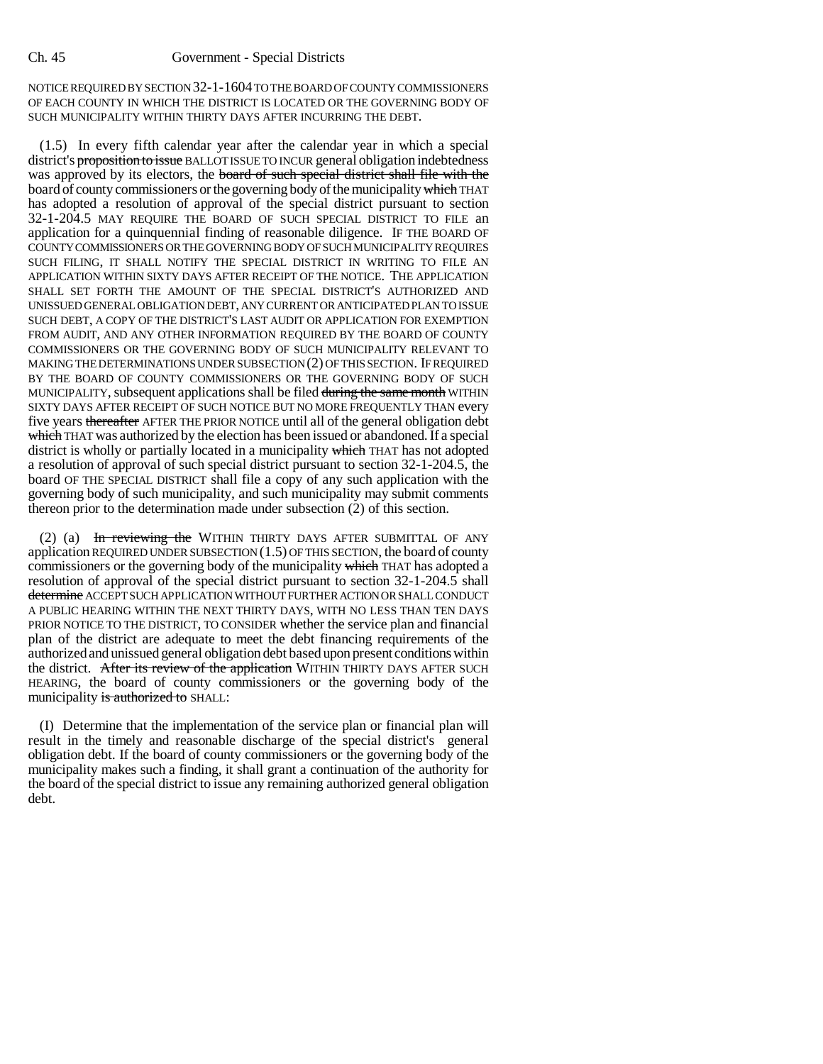NOTICE REQUIRED BY SECTION 32-1-1604 TO THE BOARD OF COUNTY COMMISSIONERS OF EACH COUNTY IN WHICH THE DISTRICT IS LOCATED OR THE GOVERNING BODY OF SUCH MUNICIPALITY WITHIN THIRTY DAYS AFTER INCURRING THE DEBT.

(1.5) In every fifth calendar year after the calendar year in which a special district's ~~proposition to issue~~ BALLOT ISSUE TO INCUR general obligation indebtedness was approved by its electors, the ~~board of such special district shall file with the~~ board of county commissioners or the governing body of the municipality ~~which~~ THAT has adopted a resolution of approval of the special district pursuant to section 32-1-204.5 MAY REQUIRE THE BOARD OF SUCH SPECIAL DISTRICT TO FILE an application for a quinquennial finding of reasonable diligence. IF THE BOARD OF COUNTY COMMISSIONERS OR THE GOVERNING BODY OF SUCH MUNICIPALITY REQUIRES SUCH FILING, IT SHALL NOTIFY THE SPECIAL DISTRICT IN WRITING TO FILE AN APPLICATION WITHIN SIXTY DAYS AFTER RECEIPT OF THE NOTICE. THE APPLICATION SHALL SET FORTH THE AMOUNT OF THE SPECIAL DISTRICT'S AUTHORIZED AND UNISSUED GENERAL OBLIGATION DEBT, ANY CURRENT OR ANTICIPATED PLAN TO ISSUE SUCH DEBT, A COPY OF THE DISTRICT'S LAST AUDIT OR APPLICATION FOR EXEMPTION FROM AUDIT, AND ANY OTHER INFORMATION REQUIRED BY THE BOARD OF COUNTY COMMISSIONERS OR THE GOVERNING BODY OF SUCH MUNICIPALITY RELEVANT TO MAKING THE DETERMINATIONS UNDER SUBSECTION (2) OF THIS SECTION. IF REQUIRED BY THE BOARD OF COUNTY COMMISSIONERS OR THE GOVERNING BODY OF SUCH MUNICIPALITY, subsequent applications shall be filed ~~during the same month~~ WITHIN SIXTY DAYS AFTER RECEIPT OF SUCH NOTICE BUT NO MORE FREQUENTLY THAN every five years ~~thereafter~~ AFTER THE PRIOR NOTICE until all of the general obligation debt ~~which~~ THAT was authorized by the election has been issued or abandoned. If a special district is wholly or partially located in a municipality ~~which~~ THAT has not adopted a resolution of approval of such special district pursuant to section 32-1-204.5, the board OF THE SPECIAL DISTRICT shall file a copy of any such application with the governing body of such municipality, and such municipality may submit comments thereon prior to the determination made under subsection (2) of this section.

(2) (a) ~~In reviewing the~~ WITHIN THIRTY DAYS AFTER SUBMITTAL OF ANY application REQUIRED UNDER SUBSECTION (1.5) OF THIS SECTION, the board of county commissioners or the governing body of the municipality ~~which~~ THAT has adopted a resolution of approval of the special district pursuant to section 32-1-204.5 shall ~~determine~~ ACCEPT SUCH APPLICATION WITHOUT FURTHER ACTION OR SHALL CONDUCT A PUBLIC HEARING WITHIN THE NEXT THIRTY DAYS, WITH NO LESS THAN TEN DAYS PRIOR NOTICE TO THE DISTRICT, TO CONSIDER whether the service plan and financial plan of the district are adequate to meet the debt financing requirements of the authorized and unissued general obligation debt based upon present conditions within the district. ~~After its review of the application~~ WITHIN THIRTY DAYS AFTER SUCH HEARING, the board of county commissioners or the governing body of the municipality ~~is authorized to~~ SHALL:

(I) Determine that the implementation of the service plan or financial plan will result in the timely and reasonable discharge of the special district's general obligation debt. If the board of county commissioners or the governing body of the municipality makes such a finding, it shall grant a continuation of the authority for the board of the special district to issue any remaining authorized general obligation debt.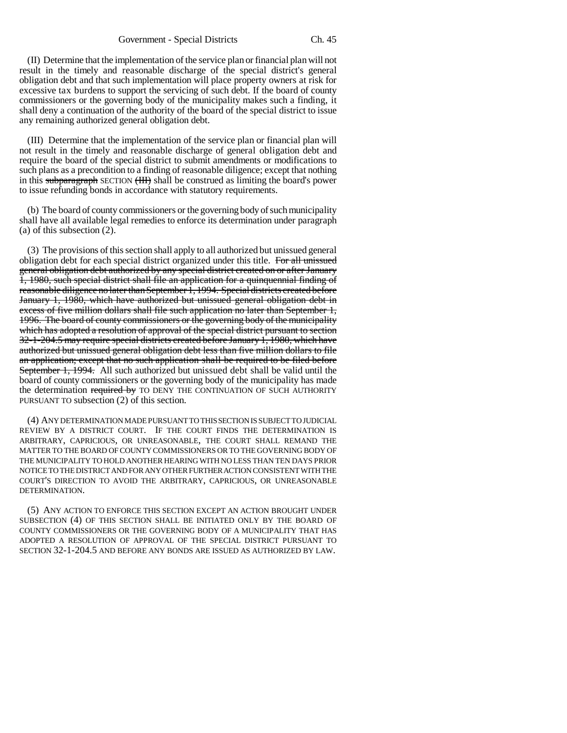(II) Determine that the implementation of the service plan or financial plan will not result in the timely and reasonable discharge of the special district's general obligation debt and that such implementation will place property owners at risk for excessive tax burdens to support the servicing of such debt. If the board of county commissioners or the governing body of the municipality makes such a finding, it shall deny a continuation of the authority of the board of the special district to issue any remaining authorized general obligation debt.

(III) Determine that the implementation of the service plan or financial plan will not result in the timely and reasonable discharge of general obligation debt and require the board of the special district to submit amendments or modifications to such plans as a precondition to a finding of reasonable diligence; except that nothing in this ~~subparagraph~~ SECTION ~~(III)~~ shall be construed as limiting the board's power to issue refunding bonds in accordance with statutory requirements.

(b) The board of county commissioners or the governing body of such municipality shall have all available legal remedies to enforce its determination under paragraph (a) of this subsection (2).

(3) The provisions of this section shall apply to all authorized but unissued general obligation debt for each special district organized under this title. ~~For all unissued general obligation debt authorized by any special district created on or after January 1, 1980, such special district shall file an application for a quinquennial finding of reasonable diligence no later than September 1, 1994. Special districts created before January 1, 1980, which have authorized but unissued general obligation debt in excess of five million dollars shall file such application no later than September 1, 1996. The board of county commissioners or the governing body of the municipality which has adopted a resolution of approval of the special district pursuant to section 32-1-204.5 may require special districts created before January 1, 1980, which have authorized but unissued general obligation debt less than five million dollars to file an application; except that no such application shall be required to be filed before September 1, 1994.~~ All such authorized but unissued debt shall be valid until the board of county commissioners or the governing body of the municipality has made the determination ~~required by~~ TO DENY THE CONTINUATION OF SUCH AUTHORITY PURSUANT TO subsection (2) of this section.

(4) ANY DETERMINATION MADE PURSUANT TO THIS SECTION IS SUBJECT TO JUDICIAL REVIEW BY A DISTRICT COURT. IF THE COURT FINDS THE DETERMINATION IS ARBITRARY, CAPRICIOUS, OR UNREASONABLE, THE COURT SHALL REMAND THE MATTER TO THE BOARD OF COUNTY COMMISSIONERS OR TO THE GOVERNING BODY OF THE MUNICIPALITY TO HOLD ANOTHER HEARING WITH NO LESS THAN TEN DAYS PRIOR NOTICE TO THE DISTRICT AND FOR ANY OTHER FURTHER ACTION CONSISTENT WITH THE COURT'S DIRECTION TO AVOID THE ARBITRARY, CAPRICIOUS, OR UNREASONABLE DETERMINATION.

(5) ANY ACTION TO ENFORCE THIS SECTION EXCEPT AN ACTION BROUGHT UNDER SUBSECTION (4) OF THIS SECTION SHALL BE INITIATED ONLY BY THE BOARD OF COUNTY COMMISSIONERS OR THE GOVERNING BODY OF A MUNICIPALITY THAT HAS ADOPTED A RESOLUTION OF APPROVAL OF THE SPECIAL DISTRICT PURSUANT TO SECTION 32-1-204.5 AND BEFORE ANY BONDS ARE ISSUED AS AUTHORIZED BY LAW.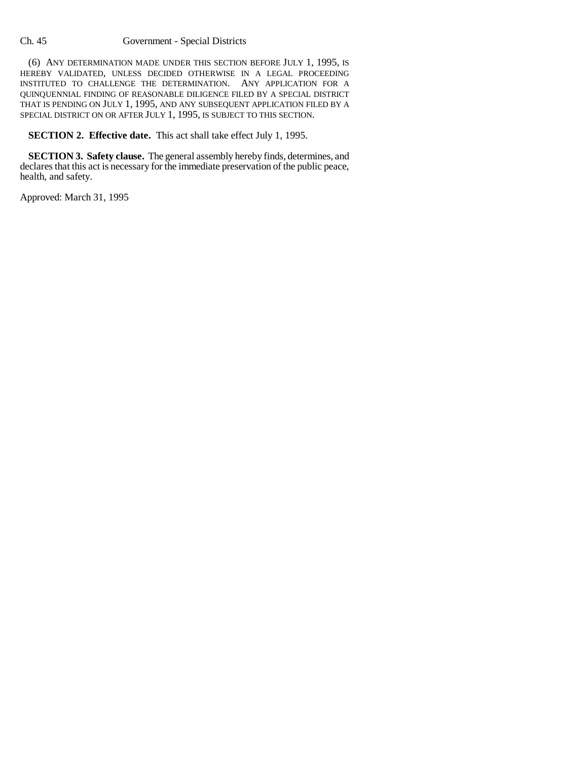(6) ANY DETERMINATION MADE UNDER THIS SECTION BEFORE JULY 1, 1995, IS HEREBY VALIDATED, UNLESS DECIDED OTHERWISE IN A LEGAL PROCEEDING INSTITUTED TO CHALLENGE THE DETERMINATION. ANY APPLICATION FOR A QUINQUENNIAL FINDING OF REASONABLE DILIGENCE FILED BY A SPECIAL DISTRICT THAT IS PENDING ON JULY 1, 1995, AND ANY SUBSEQUENT APPLICATION FILED BY A SPECIAL DISTRICT ON OR AFTER JULY 1, 1995, IS SUBJECT TO THIS SECTION.

**SECTION 2. Effective date.** This act shall take effect July 1, 1995.

**SECTION 3. Safety clause.** The general assembly hereby finds, determines, and declares that this act is necessary for the immediate preservation of the public peace, health, and safety.

Approved: March 31, 1995